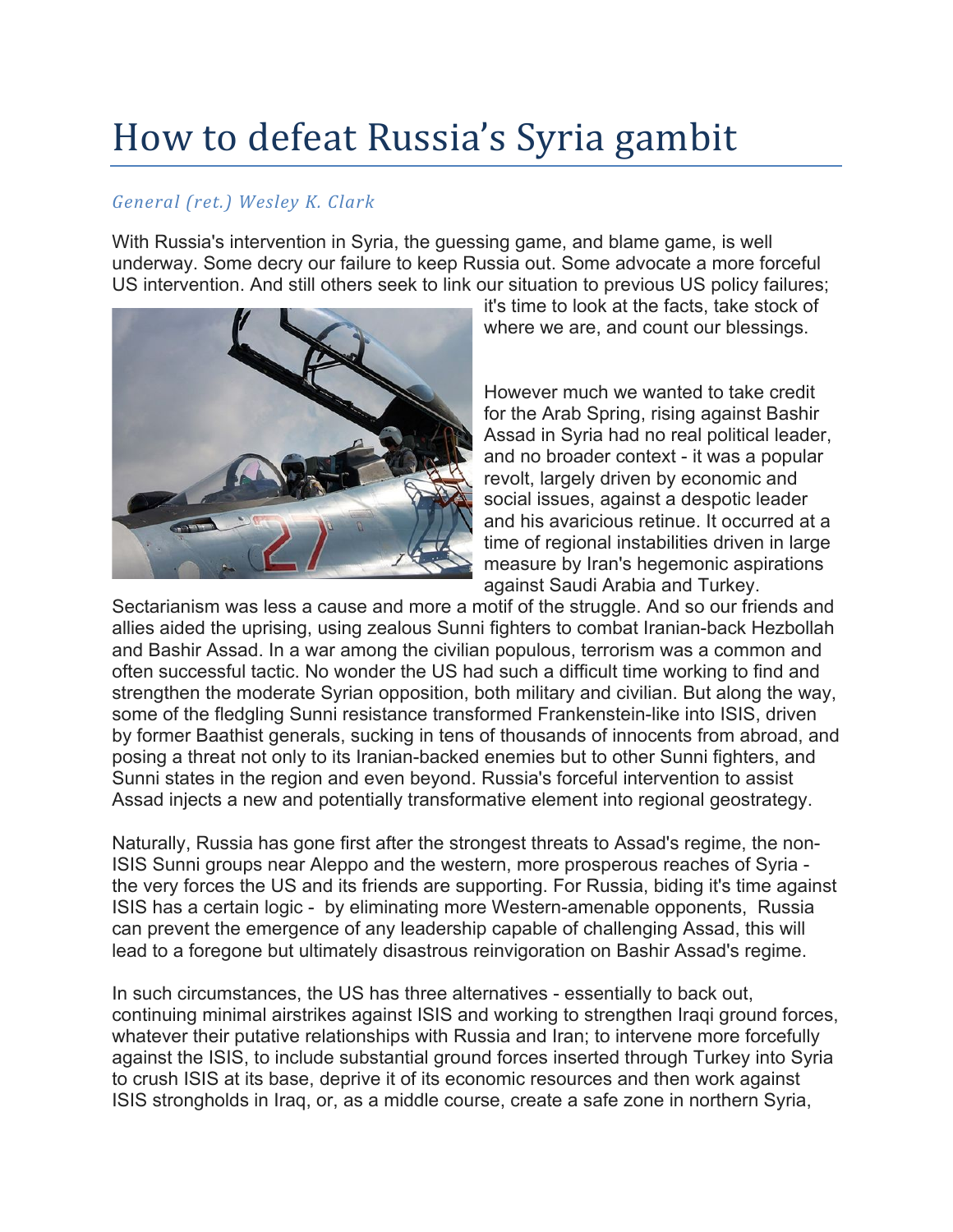# How to defeat Russia's Syria gambit

*General (ret.) Wesley K. Clark*

With Russia's intervention in Syria, the guessing game, and blame game, is well underway. Some decry our failure to keep Russia out. Some advocate a more forceful US intervention. And still others seek to link our situation to previous US policy failures; it's time to look at the facts, take stock of where we are, and count our blessings.

However much we wanted to take credit for the Arab Spring, rising against Bashir Assad in Syria had no real political leader, and no broader context - it was a popular revolt, largely driven by economic and social issues, against a despotic leader and his avaricious retinue. It occurred at a time of regional instabilities driven in large measure by Iran's hegemonic aspirations against Saudi Arabia and Turkey. Sectarianism was less a cause and more a motif of the struggle. And so our friends and allies aided the uprising, using zealous Sunni fighters to combat Iranian-back Hezbollah and Bashir Assad. In a war among the civilian populous, terrorism was a common and often successful tactic. No wonder the US had such a difficult time working to find and strengthen the moderate Syrian opposition, both military and civilian. But along the way, some of the fledgling Sunni resistance transformed Frankenstein-like into ISIS, driven by former Baathist generals, sucking in tens of thousands of innocents from abroad, and posing a threat not only to its Iranian-backed enemies but to other Sunni fighters, and Sunni states in the region and even beyond. Russia's forceful intervention to assist Assad injects a new and potentially transformative element into regional geostrategy.

Naturally, Russia has gone first after the strongest threats to Assad's regime, the non-ISIS Sunni groups near Aleppo and the western, more prosperous reaches of Syria - the very forces the US and its friends are supporting. For Russia, biding it's time against ISIS has a certain logic - by eliminating more Western-amenable opponents, Russia can prevent the emergence of any leadership capable of challenging Assad, this will lead to a foregone but ultimately disastrous reinvigoration on Bashir Assad's regime.

In such circumstances, the US has three alternatives - essentially to back out, continuing minimal airstrikes against ISIS and working to strengthen Iraqi ground forces, whatever their putative relationships with Russia and Iran; to intervene more forcefully against the ISIS, to include substantial ground forces inserted through Turkey into Syria to crush ISIS at its base, deprive it of its economic resources and then work against ISIS strongholds in Iraq, or, as a middle course, create a safe zone in northern Syria,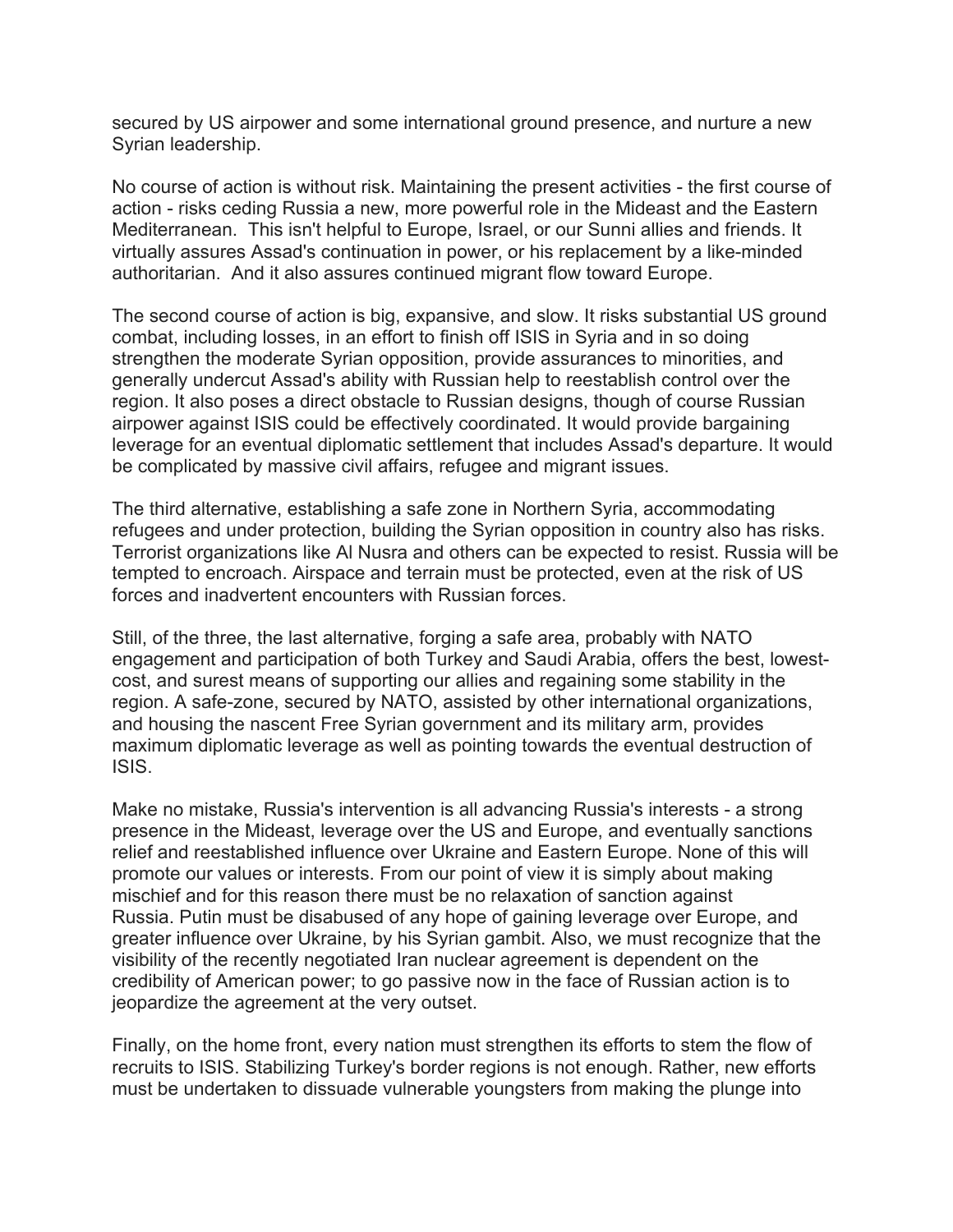secured by US airpower and some international ground presence, and nurture a new Syrian leadership.

No course of action is without risk. Maintaining the present activities - the first course of action - risks ceding Russia a new, more powerful role in the Mideast and the Eastern Mediterranean. This isn't helpful to Europe, Israel, or our Sunni allies and friends. It virtually assures Assad's continuation in power, or his replacement by a like-minded authoritarian. And it also assures continued migrant flow toward Europe.

The second course of action is big, expansive, and slow. It risks substantial US ground combat, including losses, in an effort to finish off ISIS in Syria and in so doing strengthen the moderate Syrian opposition, provide assurances to minorities, and generally undercut Assad's ability with Russian help to reestablish control over the region. It also poses a direct obstacle to Russian designs, though of course Russian airpower against ISIS could be effectively coordinated. It would provide bargaining leverage for an eventual diplomatic settlement that includes Assad's departure. It would be complicated by massive civil affairs, refugee and migrant issues.

The third alternative, establishing a safe zone in Northern Syria, accommodating refugees and under protection, building the Syrian opposition in country also has risks. Terrorist organizations like Al Nusra and others can be expected to resist. Russia will be tempted to encroach. Airspace and terrain must be protected, even at the risk of US forces and inadvertent encounters with Russian forces.

Still, of the three, the last alternative, forging a safe area, probably with NATO engagement and participation of both Turkey and Saudi Arabia, offers the best, lowest-cost, and surest means of supporting our allies and regaining some stability in the region. A safe-zone, secured by NATO, assisted by other international organizations, and housing the nascent Free Syrian government and its military arm, provides maximum diplomatic leverage as well as pointing towards the eventual destruction of ISIS.

Make no mistake, Russia's intervention is all advancing Russia's interests - a strong presence in the Mideast, leverage over the US and Europe, and eventually sanctions relief and reestablished influence over Ukraine and Eastern Europe. None of this will promote our values or interests. From our point of view it is simply about making mischief and for this reason there must be no relaxation of sanction against Russia. Putin must be disabused of any hope of gaining leverage over Europe, and greater influence over Ukraine, by his Syrian gambit. Also, we must recognize that the visibility of the recently negotiated Iran nuclear agreement is dependent on the credibility of American power; to go passive now in the face of Russian action is to jeopardize the agreement at the very outset.

Finally, on the home front, every nation must strengthen its efforts to stem the flow of recruits to ISIS. Stabilizing Turkey's border regions is not enough. Rather, new efforts must be undertaken to dissuade vulnerable youngsters from making the plunge into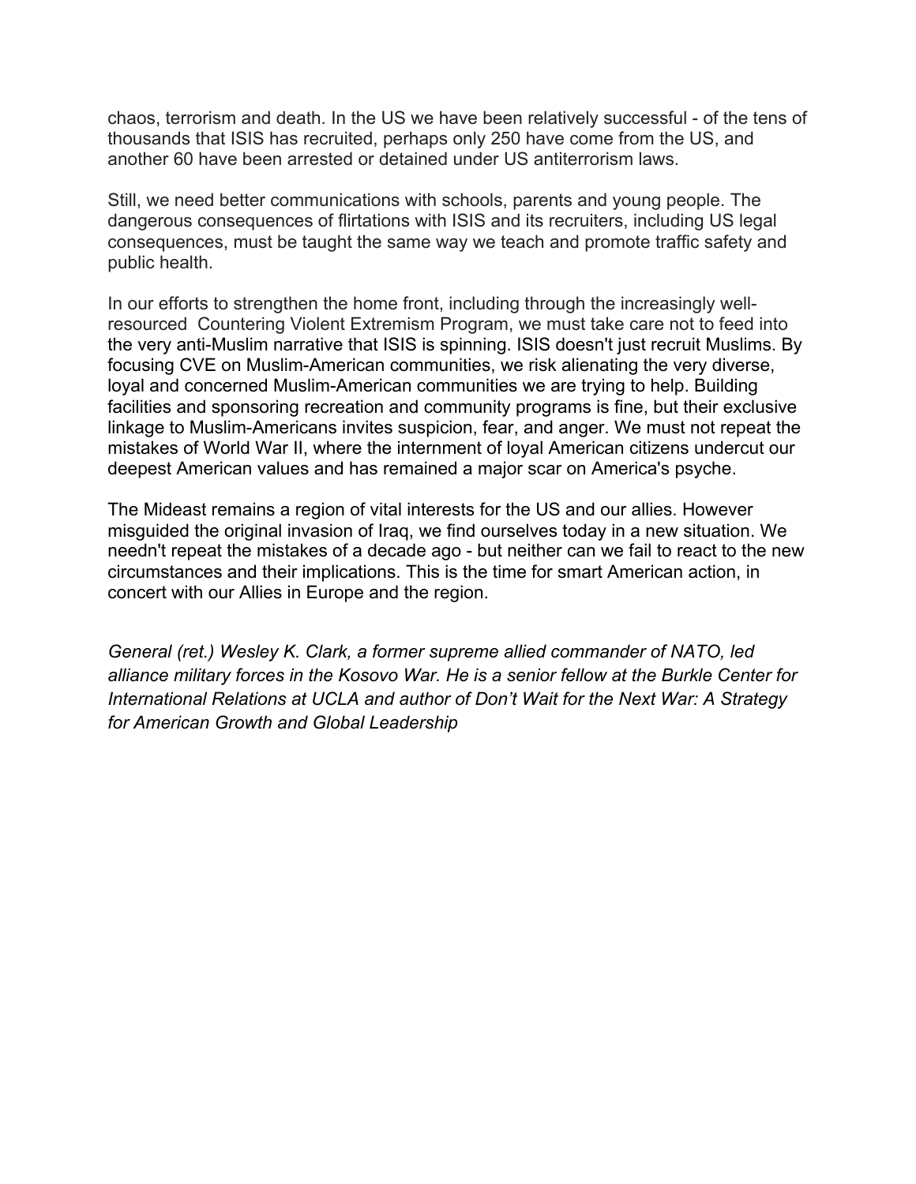chaos, terrorism and death. In the US we have been relatively successful - of the tens of thousands that ISIS has recruited, perhaps only 250 have come from the US, and another 60 have been arrested or detained under US antiterrorism laws.

Still, we need better communications with schools, parents and young people. The dangerous consequences of flirtations with ISIS and its recruiters, including US legal consequences, must be taught the same way we teach and promote traffic safety and public health.

In our efforts to strengthen the home front, including through the increasingly well-resourced Countering Violent Extremism Program, we must take care not to feed into the very anti-Muslim narrative that ISIS is spinning. ISIS doesn't just recruit Muslims. By focusing CVE on Muslim-American communities, we risk alienating the very diverse, loyal and concerned Muslim-American communities we are trying to help. Building facilities and sponsoring recreation and community programs is fine, but their exclusive linkage to Muslim-Americans invites suspicion, fear, and anger. We must not repeat the mistakes of World War II, where the internment of loyal American citizens undercut our deepest American values and has remained a major scar on America's psyche.

The Mideast remains a region of vital interests for the US and our allies. However misguided the original invasion of Iraq, we find ourselves today in a new situation. We needn't repeat the mistakes of a decade ago - but neither can we fail to react to the new circumstances and their implications. This is the time for smart American action, in concert with our Allies in Europe and the region.

*General (ret.) Wesley K. Clark, a former supreme allied commander of NATO, led alliance military forces in the Kosovo War. He is a senior fellow at the Burkle Center for International Relations at UCLA and author of Don't Wait for the Next War: A Strategy for American Growth and Global Leadership*